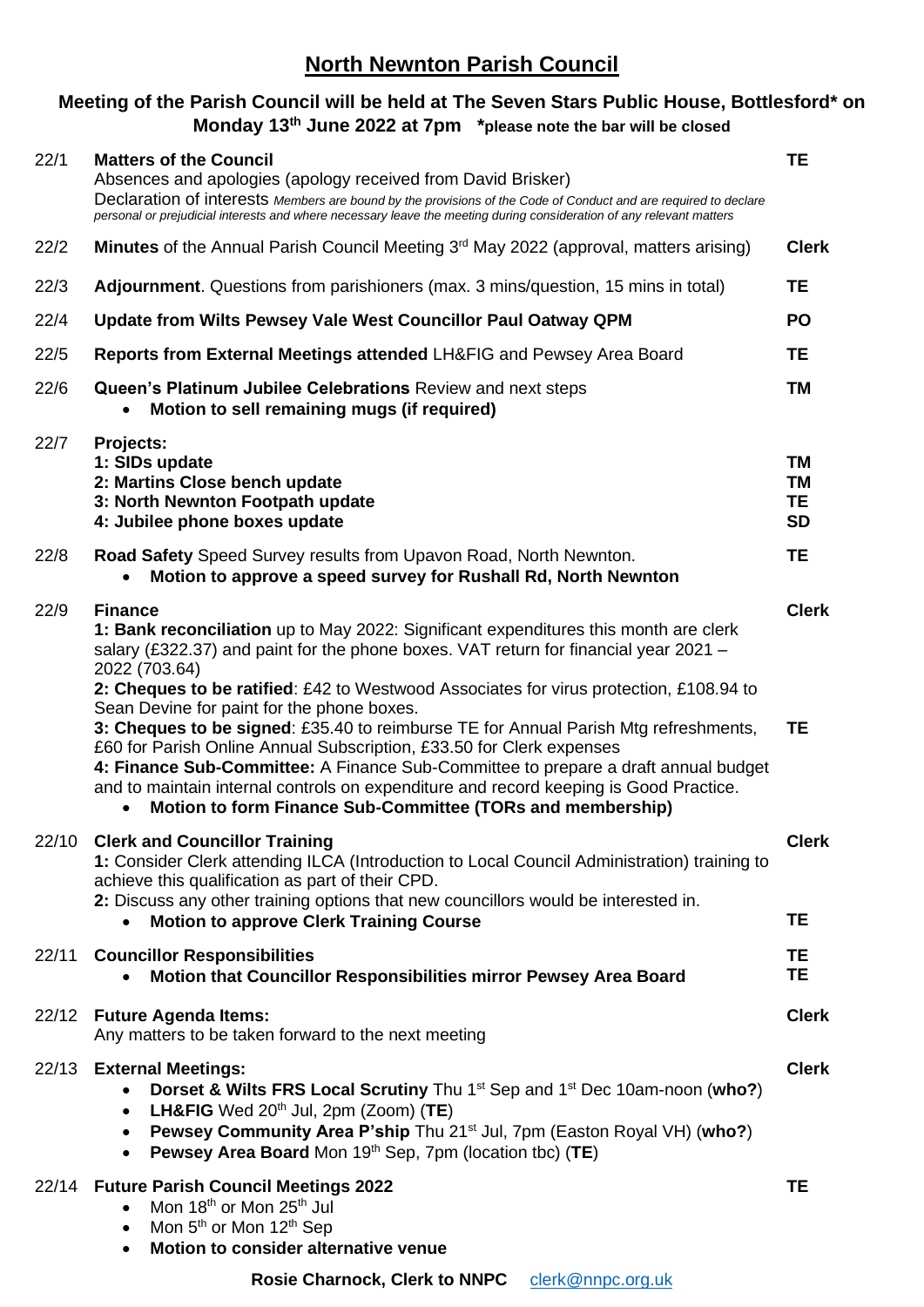# North Newnton Parish Council

## Meeting of the Parish Council will be held at The Seven Stars Public House, Bottlesford* on Monday 13th June 2022 at 7pm *please note the bar will be closed

| | | |
|---|---|---|
| 22/1 | **Matters of the Council**<br>Absences and apologies (apology received from David Brisker)<br>Declaration of interests *Members are bound by the provisions of the Code of Conduct and are required to declare personal or prejudicial interests and where necessary leave the meeting during consideration of any relevant matters* | **TE** |
| 22/2 | **Minutes** of the Annual Parish Council Meeting 3rd May 2022 (approval, matters arising) | **Clerk** |
| 22/3 | **Adjournment**. Questions from parishioners (max. 3 mins/question, 15 mins in total) | **TE** |
| 22/4 | **Update from Wilts Pewsey Vale West Councillor Paul Oatway QPM** | **PO** |
| 22/5 | **Reports from External Meetings attended** LH&FIG and Pewsey Area Board | **TE** |
| 22/6 | **Queen's Platinum Jubilee Celebrations** Review and next steps<br>• **Motion to sell remaining mugs (if required)** | **TM** |
| 22/7 | **Projects:**<br>**1: SIDs update**<br>**2: Martins Close bench update**<br>**3: North Newnton Footpath update**<br>**4: Jubilee phone boxes update** | <br>**TM**<br>**TM**<br>**TE**<br>**SD** |
| 22/8 | **Road Safety** Speed Survey results from Upavon Road, North Newnton.<br>• **Motion to approve a speed survey for Rushall Rd, North Newnton** | **TE** |
| 22/9 | **Finance**<br>**1: Bank reconciliation** up to May 2022: Significant expenditures this month are clerk salary (£322.37) and paint for the phone boxes. VAT return for financial year 2021 – 2022 (703.64)<br>**2: Cheques to be ratified**: £42 to Westwood Associates for virus protection, £108.94 to Sean Devine for paint for the phone boxes.<br>**3: Cheques to be signed**: £35.40 to reimburse TE for Annual Parish Mtg refreshments, £60 for Parish Online Annual Subscription, £33.50 for Clerk expenses<br>**4: Finance Sub-Committee:** A Finance Sub-Committee to prepare a draft annual budget and to maintain internal controls on expenditure and record keeping is Good Practice.<br>• **Motion to form Finance Sub-Committee (TORs and membership)** | **Clerk**<br><br><br><br><br><br>**TE** |
| 22/10 | **Clerk and Councillor Training**<br>**1:** Consider Clerk attending ILCA (Introduction to Local Council Administration) training to achieve this qualification as part of their CPD.<br>**2:** Discuss any other training options that new councillors would be interested in.<br>• **Motion to approve Clerk Training Course** | **Clerk**<br><br><br><br>**TE** |
| 22/11 | **Councillor Responsibilities**<br>• **Motion that Councillor Responsibilities mirror Pewsey Area Board** | **TE**<br>**TE** |
| 22/12 | **Future Agenda Items:**<br>Any matters to be taken forward to the next meeting | **Clerk** |
| 22/13 | **External Meetings:**<br>• **Dorset & Wilts FRS Local Scrutiny** Thu 1st Sep and 1st Dec 10am-noon (**who?**)<br>• **LH&FIG** Wed 20th Jul, 2pm (Zoom) (**TE**)<br>• **Pewsey Community Area P'ship** Thu 21st Jul, 7pm (Easton Royal VH) (**who?**)<br>• **Pewsey Area Board** Mon 19th Sep, 7pm (location tbc) (**TE**) | **Clerk** |
| 22/14 | **Future Parish Council Meetings 2022**<br>• Mon 18th or Mon 25th Jul<br>• Mon 5th or Mon 12th Sep<br>• **Motion to consider alternative venue** | **TE** |

**Rosie Charnock, Clerk to NNPC** clerk@nnpc.org.uk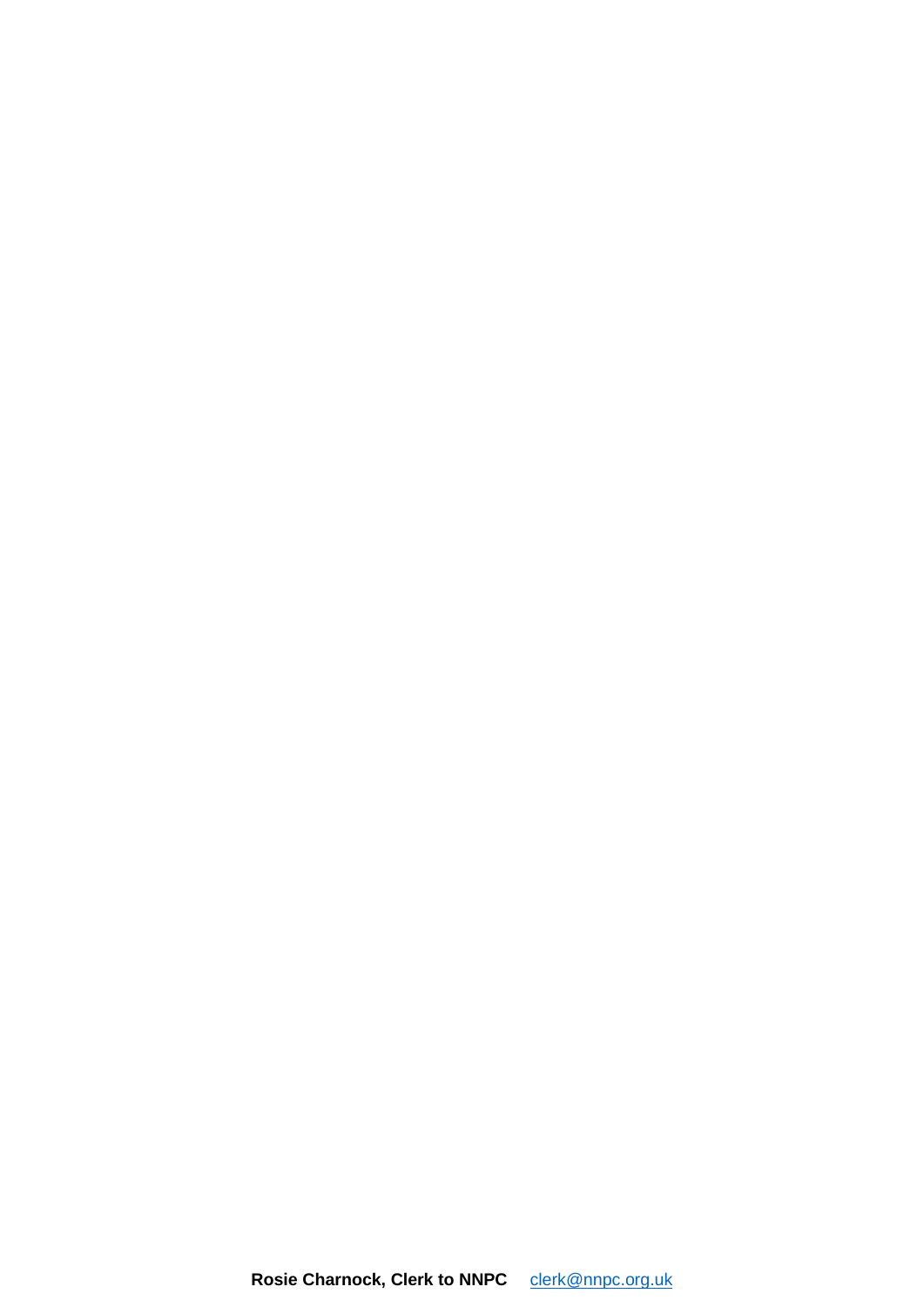**Rosie Charnock, Clerk to NNPC** clerk@nnpc.org.uk